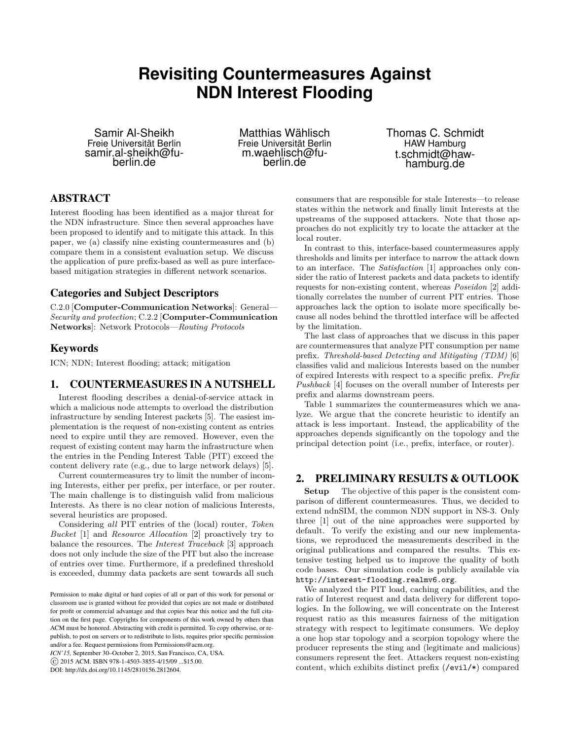# Revisiting Countermeasures Against NDN Interest Flooding

Samir Al-Sheikh
Freie Universität Berlin
samir.al-sheikh@fu-berlin.de

Matthias Wählisch
Freie Universität Berlin
m.waehlisch@fu-berlin.de

Thomas C. Schmidt
HAW Hamburg
t.schmidt@haw-hamburg.de

## ABSTRACT

Interest flooding has been identified as a major threat for the NDN infrastructure. Since then several approaches have been proposed to identify and to mitigate this attack. In this paper, we (a) classify nine existing countermeasures and (b) compare them in a consistent evaluation setup. We discuss the application of pure prefix-based as well as pure interface-based mitigation strategies in different network scenarios.

## Categories and Subject Descriptors

C.2.0 [**Computer-Communication Networks**]: General—*Security and protection*; C.2.2 [**Computer-Communication Networks**]: Network Protocols—*Routing Protocols*

## Keywords

ICN; NDN; Interest flooding; attack; mitigation

## 1. COUNTERMEASURES IN A NUTSHELL

Interest flooding describes a denial-of-service attack in which a malicious node attempts to overload the distribution infrastructure by sending Interest packets [5]. The easiest implementation is the request of non-existing content as entries need to expire until they are removed. However, even the request of existing content may harm the infrastructure when the entries in the Pending Interest Table (PIT) exceed the content delivery rate (e.g., due to large network delays) [5].

Current countermeasures try to limit the number of incoming Interests, either per prefix, per interface, or per router. The main challenge is to distinguish valid from malicious Interests. As there is no clear notion of malicious Interests, several heuristics are proposed.

Considering *all* PIT entries of the (local) router, *Token Bucket* [1] and *Resource Allocation* [2] proactively try to balance the resources. The *Interest Traceback* [3] approach does not only include the size of the PIT but also the increase of entries over time. Furthermore, if a predefined threshold is exceeded, dummy data packets are sent towards all such consumers that are responsible for stale Interests—to release states within the network and finally limit Interests at the upstreams of the supposed attackers. Note that those approaches do not explicitly try to locate the attacker at the local router.

In contrast to this, interface-based countermeasures apply thresholds and limits per interface to narrow the attack down to an interface. The *Satisfaction* [1] approaches only consider the ratio of Interest packets and data packets to identify requests for non-existing content, whereas *Poseidon* [2] additionally correlates the number of current PIT entries. Those approaches lack the option to isolate more specifically because all nodes behind the throttled interface will be affected by the limitation.

The last class of approaches that we discuss in this paper are countermeasures that analyze PIT consumption per name prefix. *Threshold-based Detecting and Mitigating (TDM)* [6] classifies valid and malicious Interests based on the number of expired Interests with respect to a specific prefix. *Prefix Pushback* [4] focuses on the overall number of Interests per prefix and alarms downstream peers.

Table 1 summarizes the countermeasures which we analyze. We argue that the concrete heuristic to identify an attack is less important. Instead, the applicability of the approaches depends significantly on the topology and the principal detection point (i.e., prefix, interface, or router).

## 2. PRELIMINARY RESULTS & OUTLOOK

**Setup** The objective of this paper is the consistent comparison of different countermeasures. Thus, we decided to extend ndnSIM, the common NDN support in NS-3. Only three [1] out of the nine approaches were supported by default. To verify the existing and our new implementations, we reproduced the measurements described in the original publications and compared the results. This extensive testing helped us to improve the quality of both code bases. Our simulation code is publicly available via `http://interest-flooding.realmv6.org`.

We analyzed the PIT load, caching capabilities, and the ratio of Interest request and data delivery for different topologies. In the following, we will concentrate on the Interest request ratio as this measures fairness of the mitigation strategy with respect to legitimate consumers. We deploy a one hop star topology and a scorpion topology where the producer represents the sting and (legitimate and malicious) consumers represent the feet. Attackers request non-existing content, which exhibits distinct prefix (`/evil/*`) compared

Permission to make digital or hard copies of all or part of this work for personal or classroom use is granted without fee provided that copies are not made or distributed for profit or commercial advantage and that copies bear this notice and the full citation on the first page. Copyrights for components of this work owned by others than ACM must be honored. Abstracting with credit is permitted. To copy otherwise, or republish, to post on servers or to redistribute to lists, requires prior specific permission and/or a fee. Request permissions from Permissions@acm.org.
*ICN'15,* September 30–October 2, 2015, San Francisco, CA, USA.
© 2015 ACM. ISBN 978-1-4503-3855-4/15/09 ...$15.00.
DOI: http://dx.doi.org/10.1145/2810156.2812604.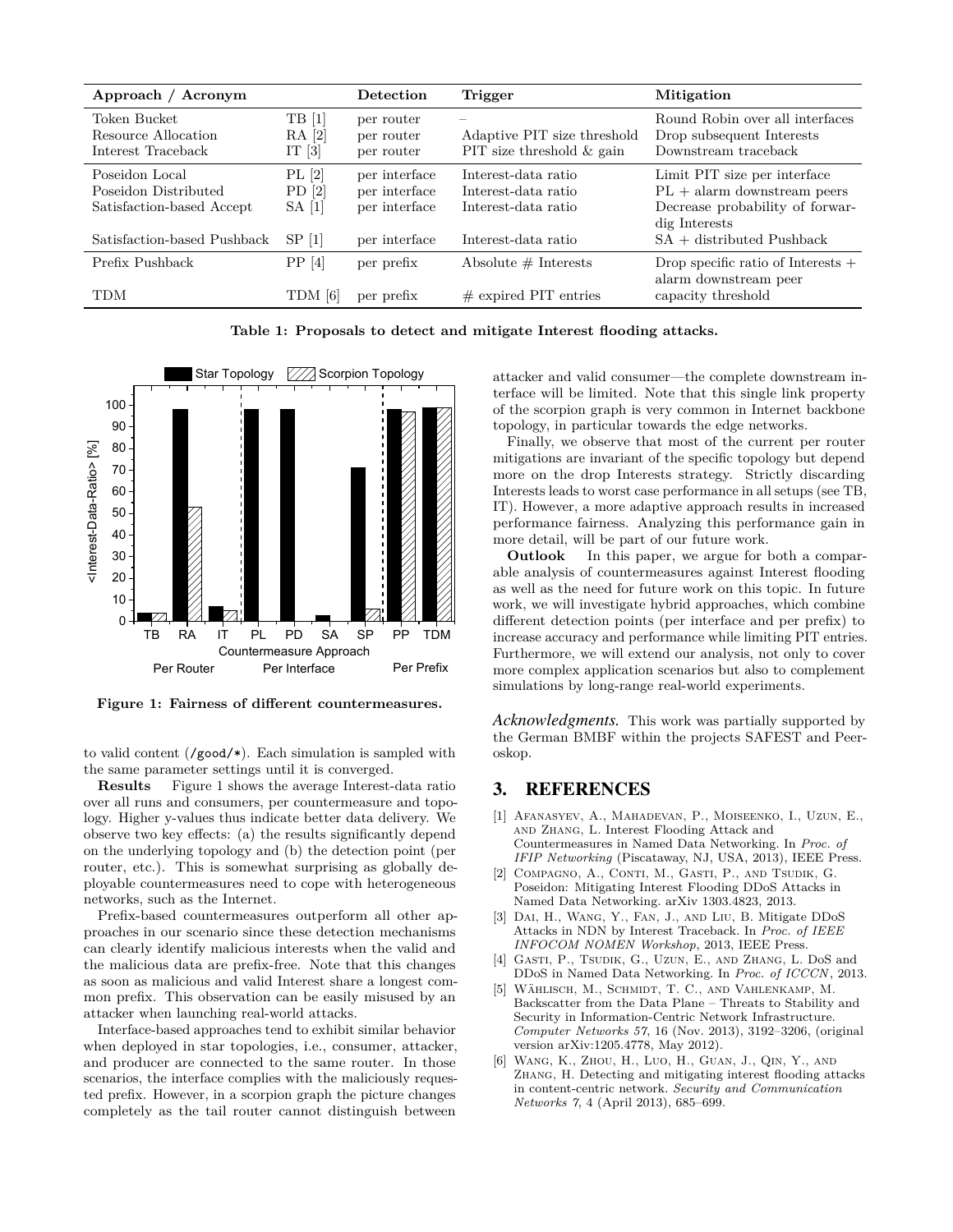| Approach / Acronym | | Detection | Trigger | Mitigation |
|---|---|---|---|---|
| Token Bucket | TB [1] | per router | – | Round Robin over all interfaces |
| Resource Allocation | RA [2] | per router | Adaptive PIT size threshold | Drop subsequent Interests |
| Interest Traceback | IT [3] | per router | PIT size threshold & gain | Downstream traceback |
| Poseidon Local | PL [2] | per interface | Interest-data ratio | Limit PIT size per interface |
| Poseidon Distributed | PD [2] | per interface | Interest-data ratio | PL + alarm downstream peers |
| Satisfaction-based Accept | SA [1] | per interface | Interest-data ratio | Decrease probability of forwardig Interests |
| Satisfaction-based Pushback | SP [1] | per interface | Interest-data ratio | SA + distributed Pushback |
| Prefix Pushback | PP [4] | per prefix | Absolute # Interests | Drop specific ratio of Interests + alarm downstream peer |
| TDM | TDM [6] | per prefix | # expired PIT entries | capacity threshold |

**Table 1: Proposals to detect and mitigate Interest flooding attacks.**

Star Topology
Scorpion Topology
<Interest-Data-Ratio> [%]
0
10
20
30
40
50
60
70
80
90
100
TB RA IT PL PD SA SP PP TDM
Countermeasure Approach
Per Router
Per Interface
Per Prefix

**Figure 1: Fairness of different countermeasures.**

to valid content (/good/*). Each simulation is sampled with the same parameter settings until it is converged.

**Results** Figure 1 shows the average Interest-data ratio over all runs and consumers, per countermeasure and topology. Higher y-values thus indicate better data delivery. We observe two key effects: (a) the results significantly depend on the underlying topology and (b) the detection point (per router, etc.). This is somewhat surprising as globally deployable countermeasures need to cope with heterogeneous networks, such as the Internet.

Prefix-based countermeasures outperform all other approaches in our scenario since these detection mechanisms can clearly identify malicious interests when the valid and the malicious data are prefix-free. Note that this changes as soon as malicious and valid Interest share a longest common prefix. This observation can be easily misused by an attacker when launching real-world attacks.

Interface-based approaches tend to exhibit similar behavior when deployed in star topologies, i.e., consumer, attacker, and producer are connected to the same router. In those scenarios, the interface complies with the maliciously requested prefix. However, in a scorpion graph the picture changes completely as the tail router cannot distinguish between attacker and valid consumer—the complete downstream interface will be limited. Note that this single link property of the scorpion graph is very common in Internet backbone topology, in particular towards the edge networks.

Finally, we observe that most of the current per router mitigations are invariant of the specific topology but depend more on the drop Interests strategy. Strictly discarding Interests leads to worst case performance in all setups (see TB, IT). However, a more adaptive approach results in increased performance fairness. Analyzing this performance gain in more detail, will be part of our future work.

**Outlook** In this paper, we argue for both a comparable analysis of countermeasures against Interest flooding as well as the need for future work on this topic. In future work, we will investigate hybrid approaches, which combine different detection points (per interface and per prefix) to increase accuracy and performance while limiting PIT entries. Furthermore, we will extend our analysis, not only to cover more complex application scenarios but also to complement simulations by long-range real-world experiments.

*Acknowledgments.* This work was partially supported by the German BMBF within the projects SAFEST and Peeroskop.

## 3. REFERENCES

[1] Afanasyev, A., Mahadevan, P., Moiseenko, I., Uzun, E., and Zhang, L. Interest Flooding Attack and Countermeasures in Named Data Networking. In *Proc. of IFIP Networking* (Piscataway, NJ, USA, 2013), IEEE Press.

[2] Compagno, A., Conti, M., Gasti, P., and Tsudik, G. Poseidon: Mitigating Interest Flooding DDoS Attacks in Named Data Networking. arXiv 1303.4823, 2013.

[3] Dai, H., Wang, Y., Fan, J., and Liu, B. Mitigate DDoS Attacks in NDN by Interest Traceback. In *Proc. of IEEE INFOCOM NOMEN Workshop*, 2013, IEEE Press.

[4] Gasti, P., Tsudik, G., Uzun, E., and Zhang, L. DoS and DDoS in Named Data Networking. In *Proc. of ICCCN*, 2013.

[5] Wählisch, M., Schmidt, T. C., and Vahlenkamp, M. Backscatter from the Data Plane – Threats to Stability and Security in Information-Centric Network Infrastructure. *Computer Networks 57*, 16 (Nov. 2013), 3192–3206, (original version arXiv:1205.4778, May 2012).

[6] Wang, K., Zhou, H., Luo, H., Guan, J., Qin, Y., and Zhang, H. Detecting and mitigating interest flooding attacks in content-centric network. *Security and Communication Networks 7*, 4 (April 2013), 685–699.